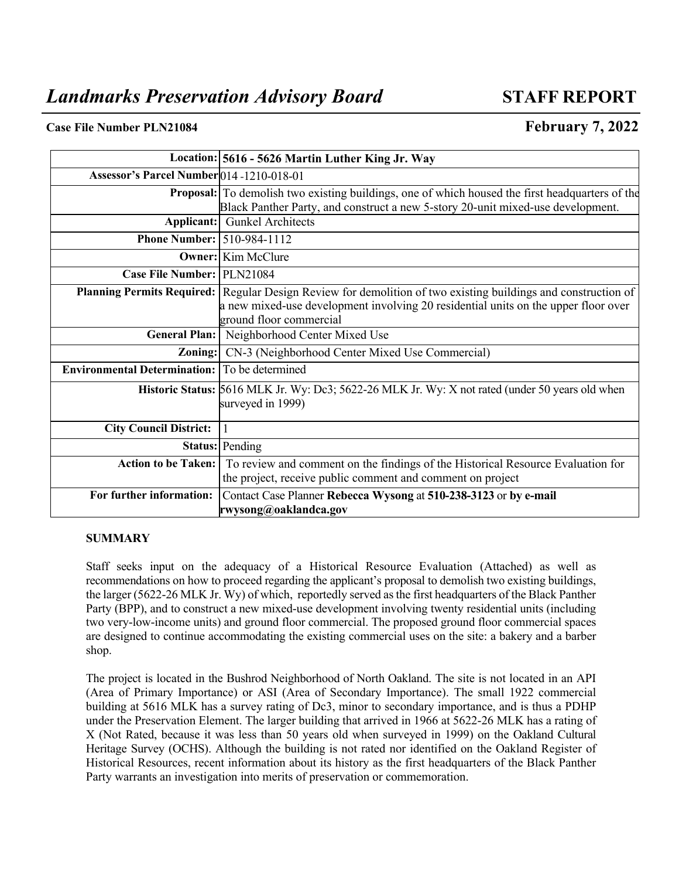# *Landmarks Preservation Advisory Board* STAFF REPORT

**Case File Number PLN21084** **February 7, 2022**

| | |
|---|---|
| **Location:** | **5616 - 5626 Martin Luther King Jr. Way** |
| **Assessor's Parcel Number** | 014 -1210-018-01 |
| **Proposal:** | To demolish two existing buildings, one of which housed the first headquarters of the Black Panther Party, and construct a new 5-story 20-unit mixed-use development. |
| **Applicant:** | Gunkel Architects |
| **Phone Number:** | 510-984-1112 |
| **Owner:** | Kim McClure |
| **Case File Number:** | PLN21084 |
| **Planning Permits Required:** | Regular Design Review for demolition of two existing buildings and construction of a new mixed-use development involving 20 residential units on the upper floor over ground floor commercial |
| **General Plan:** | Neighborhood Center Mixed Use |
| **Zoning:** | CN-3 (Neighborhood Center Mixed Use Commercial) |
| **Environmental Determination:** | To be determined |
| **Historic Status:** | 5616 MLK Jr. Wy: Dc3; 5622-26 MLK Jr. Wy: X not rated (under 50 years old when surveyed in 1999) |
| **City Council District:** | 1 |
| **Status:** | Pending |
| **Action to be Taken:** | To review and comment on the findings of the Historical Resource Evaluation for the project, receive public comment and comment on project |
| **For further information:** | Contact Case Planner **Rebecca Wysong** at **510-238-3123** or **by e-mail rwysong@oaklandca.gov** |

## SUMMARY

Staff seeks input on the adequacy of a Historical Resource Evaluation (Attached) as well as recommendations on how to proceed regarding the applicant's proposal to demolish two existing buildings, the larger (5622-26 MLK Jr. Wy) of which, reportedly served as the first headquarters of the Black Panther Party (BPP), and to construct a new mixed-use development involving twenty residential units (including two very-low-income units) and ground floor commercial. The proposed ground floor commercial spaces are designed to continue accommodating the existing commercial uses on the site: a bakery and a barber shop.

The project is located in the Bushrod Neighborhood of North Oakland. The site is not located in an API (Area of Primary Importance) or ASI (Area of Secondary Importance). The small 1922 commercial building at 5616 MLK has a survey rating of Dc3, minor to secondary importance, and is thus a PDHP under the Preservation Element. The larger building that arrived in 1966 at 5622-26 MLK has a rating of X (Not Rated, because it was less than 50 years old when surveyed in 1999) on the Oakland Cultural Heritage Survey (OCHS). Although the building is not rated nor identified on the Oakland Register of Historical Resources, recent information about its history as the first headquarters of the Black Panther Party warrants an investigation into merits of preservation or commemoration.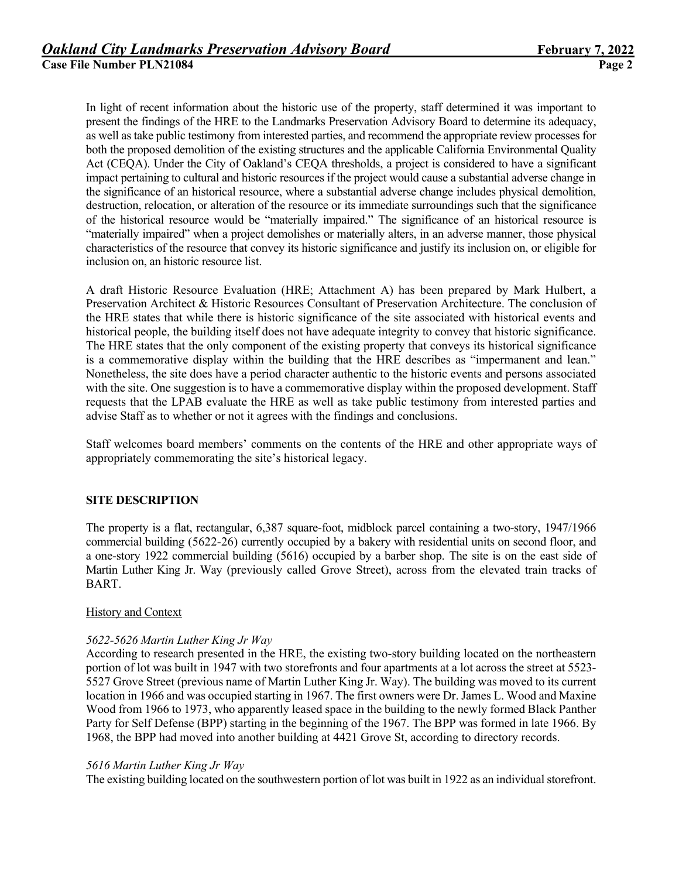In light of recent information about the historic use of the property, staff determined it was important to present the findings of the HRE to the Landmarks Preservation Advisory Board to determine its adequacy, as well as take public testimony from interested parties, and recommend the appropriate review processes for both the proposed demolition of the existing structures and the applicable California Environmental Quality Act (CEQA). Under the City of Oakland's CEQA thresholds, a project is considered to have a significant impact pertaining to cultural and historic resources if the project would cause a substantial adverse change in the significance of an historical resource, where a substantial adverse change includes physical demolition, destruction, relocation, or alteration of the resource or its immediate surroundings such that the significance of the historical resource would be "materially impaired." The significance of an historical resource is "materially impaired" when a project demolishes or materially alters, in an adverse manner, those physical characteristics of the resource that convey its historic significance and justify its inclusion on, or eligible for inclusion on, an historic resource list.

A draft Historic Resource Evaluation (HRE; Attachment A) has been prepared by Mark Hulbert, a Preservation Architect & Historic Resources Consultant of Preservation Architecture. The conclusion of the HRE states that while there is historic significance of the site associated with historical events and historical people, the building itself does not have adequate integrity to convey that historic significance. The HRE states that the only component of the existing property that conveys its historical significance is a commemorative display within the building that the HRE describes as "impermanent and lean." Nonetheless, the site does have a period character authentic to the historic events and persons associated with the site. One suggestion is to have a commemorative display within the proposed development. Staff requests that the LPAB evaluate the HRE as well as take public testimony from interested parties and advise Staff as to whether or not it agrees with the findings and conclusions.

Staff welcomes board members' comments on the contents of the HRE and other appropriate ways of appropriately commemorating the site's historical legacy.

## SITE DESCRIPTION

The property is a flat, rectangular, 6,387 square-foot, midblock parcel containing a two-story, 1947/1966 commercial building (5622-26) currently occupied by a bakery with residential units on second floor, and a one-story 1922 commercial building (5616) occupied by a barber shop. The site is on the east side of Martin Luther King Jr. Way (previously called Grove Street), across from the elevated train tracks of BART.

### History and Context

#### *5622-5626 Martin Luther King Jr Way*

According to research presented in the HRE, the existing two-story building located on the northeastern portion of lot was built in 1947 with two storefronts and four apartments at a lot across the street at 5523-5527 Grove Street (previous name of Martin Luther King Jr. Way). The building was moved to its current location in 1966 and was occupied starting in 1967. The first owners were Dr. James L. Wood and Maxine Wood from 1966 to 1973, who apparently leased space in the building to the newly formed Black Panther Party for Self Defense (BPP) starting in the beginning of the 1967. The BPP was formed in late 1966. By 1968, the BPP had moved into another building at 4421 Grove St, according to directory records.

#### *5616 Martin Luther King Jr Way*

The existing building located on the southwestern portion of lot was built in 1922 as an individual storefront.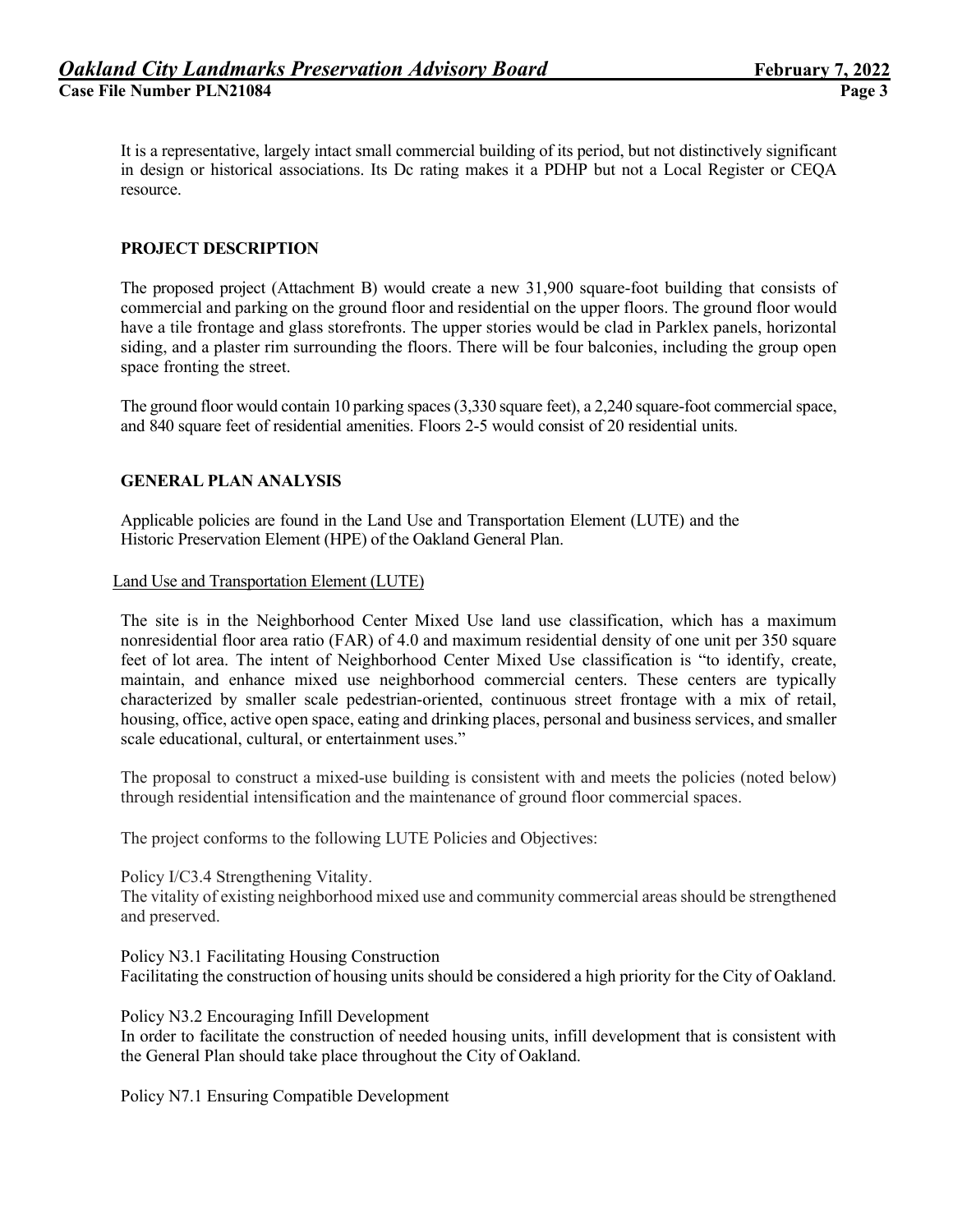It is a representative, largely intact small commercial building of its period, but not distinctively significant in design or historical associations. Its Dc rating makes it a PDHP but not a Local Register or CEQA resource.

## PROJECT DESCRIPTION

The proposed project (Attachment B) would create a new 31,900 square-foot building that consists of commercial and parking on the ground floor and residential on the upper floors. The ground floor would have a tile frontage and glass storefronts. The upper stories would be clad in Parklex panels, horizontal siding, and a plaster rim surrounding the floors. There will be four balconies, including the group open space fronting the street.

The ground floor would contain 10 parking spaces (3,330 square feet), a 2,240 square-foot commercial space, and 840 square feet of residential amenities. Floors 2-5 would consist of 20 residential units.

## GENERAL PLAN ANALYSIS

Applicable policies are found in the Land Use and Transportation Element (LUTE) and the Historic Preservation Element (HPE) of the Oakland General Plan.

### Land Use and Transportation Element (LUTE)

The site is in the Neighborhood Center Mixed Use land use classification, which has a maximum nonresidential floor area ratio (FAR) of 4.0 and maximum residential density of one unit per 350 square feet of lot area. The intent of Neighborhood Center Mixed Use classification is "to identify, create, maintain, and enhance mixed use neighborhood commercial centers. These centers are typically characterized by smaller scale pedestrian-oriented, continuous street frontage with a mix of retail, housing, office, active open space, eating and drinking places, personal and business services, and smaller scale educational, cultural, or entertainment uses."

The proposal to construct a mixed-use building is consistent with and meets the policies (noted below) through residential intensification and the maintenance of ground floor commercial spaces.

The project conforms to the following LUTE Policies and Objectives:

Policy I/C3.4 Strengthening Vitality.
The vitality of existing neighborhood mixed use and community commercial areas should be strengthened and preserved.

Policy N3.1 Facilitating Housing Construction
Facilitating the construction of housing units should be considered a high priority for the City of Oakland.

Policy N3.2 Encouraging Infill Development
In order to facilitate the construction of needed housing units, infill development that is consistent with the General Plan should take place throughout the City of Oakland.

Policy N7.1 Ensuring Compatible Development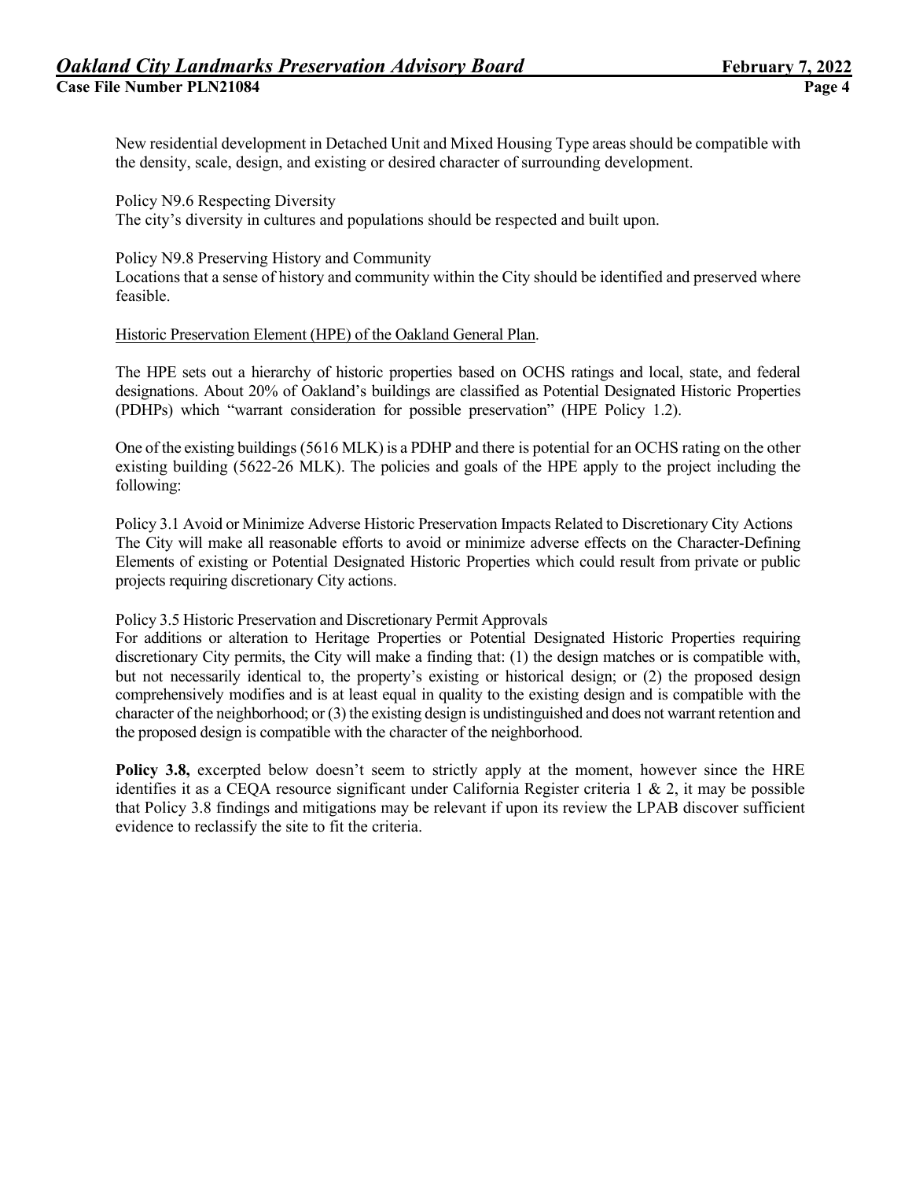New residential development in Detached Unit and Mixed Housing Type areas should be compatible with the density, scale, design, and existing or desired character of surrounding development.

Policy N9.6 Respecting Diversity
The city's diversity in cultures and populations should be respected and built upon.

Policy N9.8 Preserving History and Community
Locations that a sense of history and community within the City should be identified and preserved where feasible.

Historic Preservation Element (HPE) of the Oakland General Plan.

The HPE sets out a hierarchy of historic properties based on OCHS ratings and local, state, and federal designations. About 20% of Oakland's buildings are classified as Potential Designated Historic Properties (PDHPs) which "warrant consideration for possible preservation" (HPE Policy 1.2).

One of the existing buildings (5616 MLK) is a PDHP and there is potential for an OCHS rating on the other existing building (5622-26 MLK). The policies and goals of the HPE apply to the project including the following:

Policy 3.1 Avoid or Minimize Adverse Historic Preservation Impacts Related to Discretionary City Actions
The City will make all reasonable efforts to avoid or minimize adverse effects on the Character-Defining Elements of existing or Potential Designated Historic Properties which could result from private or public projects requiring discretionary City actions.

Policy 3.5 Historic Preservation and Discretionary Permit Approvals
For additions or alteration to Heritage Properties or Potential Designated Historic Properties requiring discretionary City permits, the City will make a finding that: (1) the design matches or is compatible with, but not necessarily identical to, the property's existing or historical design; or (2) the proposed design comprehensively modifies and is at least equal in quality to the existing design and is compatible with the character of the neighborhood; or (3) the existing design is undistinguished and does not warrant retention and the proposed design is compatible with the character of the neighborhood.

**Policy 3.8,** excerpted below doesn't seem to strictly apply at the moment, however since the HRE identifies it as a CEQA resource significant under California Register criteria 1 & 2, it may be possible that Policy 3.8 findings and mitigations may be relevant if upon its review the LPAB discover sufficient evidence to reclassify the site to fit the criteria.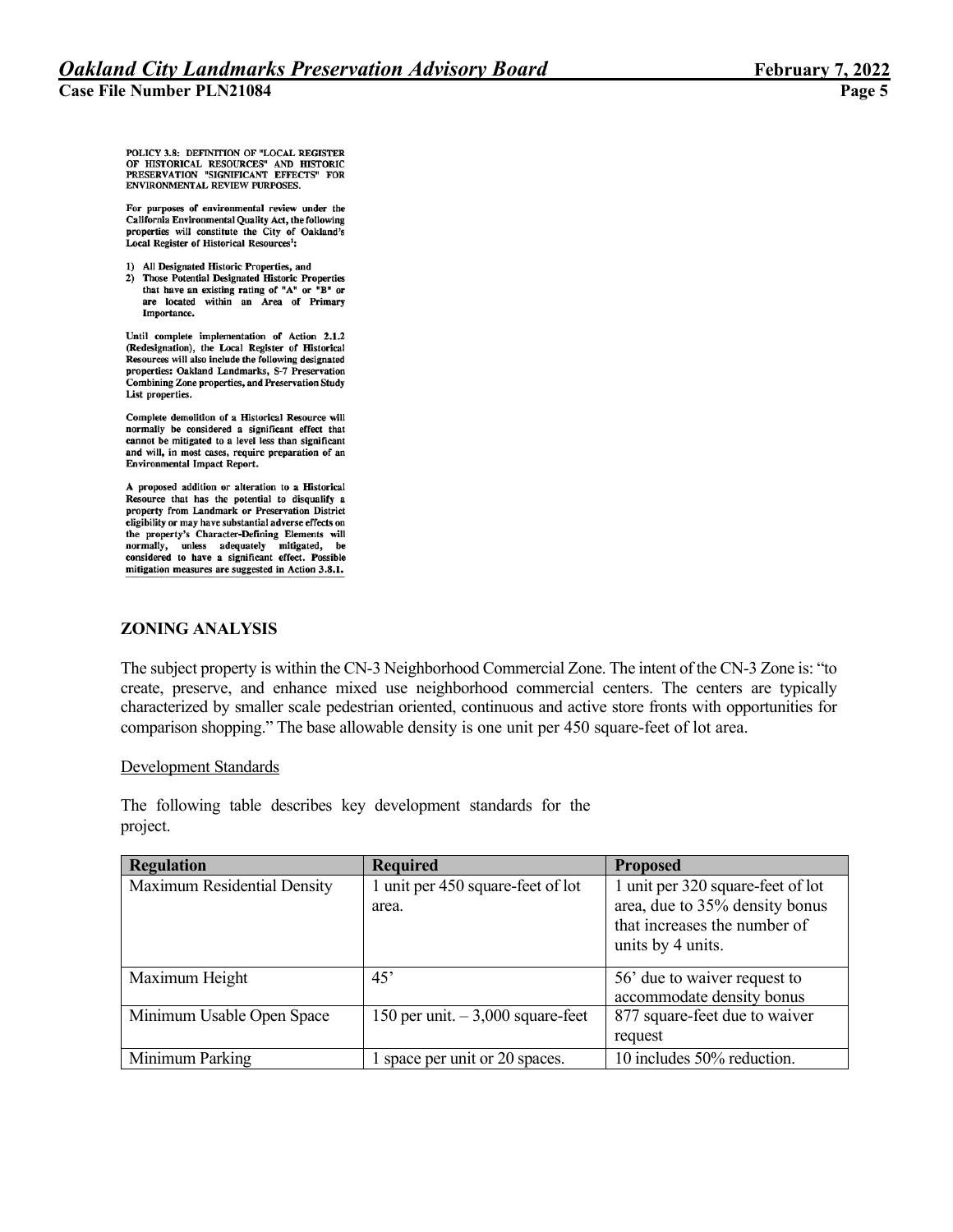**POLICY 3.8: DEFINITION OF "LOCAL REGISTER OF HISTORICAL RESOURCES" AND HISTORIC PRESERVATION "SIGNIFICANT EFFECTS" FOR ENVIRONMENTAL REVIEW PURPOSES.**

**For purposes of environmental review under the California Environmental Quality Act, the following properties will constitute the City of Oakland's Local Register of Historical Resources[1]:**

1) **All Designated Historic Properties, and**
2) **Those Potential Designated Historic Properties that have an existing rating of "A" or "B" or are located within an Area of Primary Importance.**

**Until complete implementation of Action 2.1.2 (Redesignation), the Local Register of Historical Resources will also include the following designated properties: Oakland Landmarks, S-7 Preservation Combining Zone properties, and Preservation Study List properties.**

**Complete demolition of a Historical Resource will normally be considered a significant effect that cannot be mitigated to a level less than significant and will, in most cases, require preparation of an Environmental Impact Report.**

**A proposed addition or alteration to a Historical Resource that has the potential to disqualify a property from Landmark or Preservation District eligibility or may have substantial adverse effects on the property's Character-Defining Elements will normally, unless adequately mitigated, be considered to have a significant effect. Possible mitigation measures are suggested in Action 3.8.1.**

## ZONING ANALYSIS

The subject property is within the CN-3 Neighborhood Commercial Zone. The intent of the CN-3 Zone is: "to create, preserve, and enhance mixed use neighborhood commercial centers. The centers are typically characterized by smaller scale pedestrian oriented, continuous and active store fronts with opportunities for comparison shopping." The base allowable density is one unit per 450 square-feet of lot area.

Development Standards

The following table describes key development standards for the project.

| Regulation | Required | Proposed |
|---|---|---|
| Maximum Residential Density | 1 unit per 450 square-feet of lot area. | 1 unit per 320 square-feet of lot area, due to 35% density bonus that increases the number of units by 4 units. |
| Maximum Height | 45' | 56' due to waiver request to accommodate density bonus |
| Minimum Usable Open Space | 150 per unit. – 3,000 square-feet | 877 square-feet due to waiver request |
| Minimum Parking | 1 space per unit or 20 spaces. | 10 includes 50% reduction. |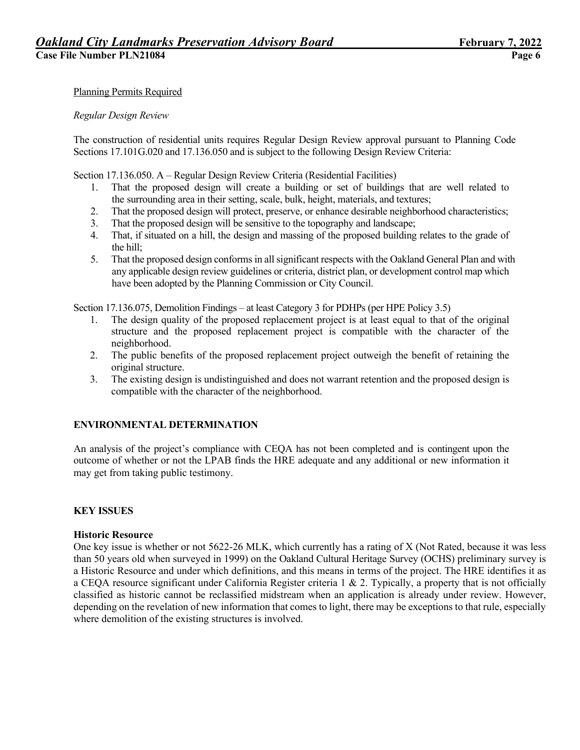Planning Permits Required

*Regular Design Review*

The construction of residential units requires Regular Design Review approval pursuant to Planning Code Sections 17.101G.020 and 17.136.050 and is subject to the following Design Review Criteria:

Section 17.136.050. A – Regular Design Review Criteria (Residential Facilities)

1. That the proposed design will create a building or set of buildings that are well related to the surrounding area in their setting, scale, bulk, height, materials, and textures;
2. That the proposed design will protect, preserve, or enhance desirable neighborhood characteristics;
3. That the proposed design will be sensitive to the topography and landscape;
4. That, if situated on a hill, the design and massing of the proposed building relates to the grade of the hill;
5. That the proposed design conforms in all significant respects with the Oakland General Plan and with any applicable design review guidelines or criteria, district plan, or development control map which have been adopted by the Planning Commission or City Council.

Section 17.136.075, Demolition Findings – at least Category 3 for PDHPs (per HPE Policy 3.5)

1. The design quality of the proposed replacement project is at least equal to that of the original structure and the proposed replacement project is compatible with the character of the neighborhood.
2. The public benefits of the proposed replacement project outweigh the benefit of retaining the original structure.
3. The existing design is undistinguished and does not warrant retention and the proposed design is compatible with the character of the neighborhood.

## ENVIRONMENTAL DETERMINATION

An analysis of the project's compliance with CEQA has not been completed and is contingent upon the outcome of whether or not the LPAB finds the HRE adequate and any additional or new information it may get from taking public testimony.

## KEY ISSUES

### Historic Resource

One key issue is whether or not 5622-26 MLK, which currently has a rating of X (Not Rated, because it was less than 50 years old when surveyed in 1999) on the Oakland Cultural Heritage Survey (OCHS) preliminary survey is a Historic Resource and under which definitions, and this means in terms of the project. The HRE identifies it as a CEQA resource significant under California Register criteria 1 & 2. Typically, a property that is not officially classified as historic cannot be reclassified midstream when an application is already under review. However, depending on the revelation of new information that comes to light, there may be exceptions to that rule, especially where demolition of the existing structures is involved.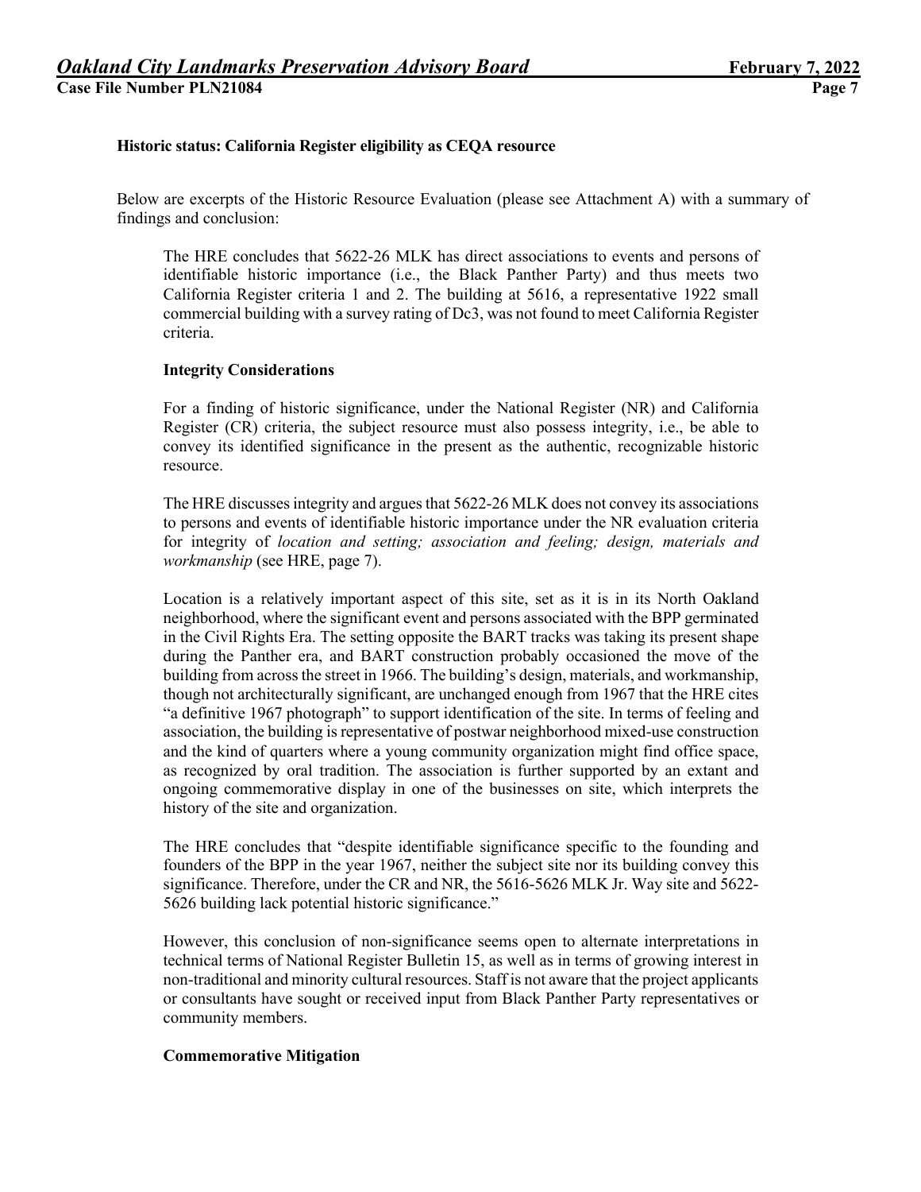**Historic status: California Register eligibility as CEQA resource**

Below are excerpts of the Historic Resource Evaluation (please see Attachment A) with a summary of findings and conclusion:

> The HRE concludes that 5622-26 MLK has direct associations to events and persons of identifiable historic importance (i.e., the Black Panther Party) and thus meets two California Register criteria 1 and 2. The building at 5616, a representative 1922 small commercial building with a survey rating of Dc3, was not found to meet California Register criteria.
>
> **Integrity Considerations**
>
> For a finding of historic significance, under the National Register (NR) and California Register (CR) criteria, the subject resource must also possess integrity, i.e., be able to convey its identified significance in the present as the authentic, recognizable historic resource.
>
> The HRE discusses integrity and argues that 5622-26 MLK does not convey its associations to persons and events of identifiable historic importance under the NR evaluation criteria for integrity of *location and setting; association and feeling; design, materials and workmanship* (see HRE, page 7).
>
> Location is a relatively important aspect of this site, set as it is in its North Oakland neighborhood, where the significant event and persons associated with the BPP germinated in the Civil Rights Era. The setting opposite the BART tracks was taking its present shape during the Panther era, and BART construction probably occasioned the move of the building from across the street in 1966. The building's design, materials, and workmanship, though not architecturally significant, are unchanged enough from 1967 that the HRE cites "a definitive 1967 photograph" to support identification of the site. In terms of feeling and association, the building is representative of postwar neighborhood mixed-use construction and the kind of quarters where a young community organization might find office space, as recognized by oral tradition. The association is further supported by an extant and ongoing commemorative display in one of the businesses on site, which interprets the history of the site and organization.
>
> The HRE concludes that "despite identifiable significance specific to the founding and founders of the BPP in the year 1967, neither the subject site nor its building convey this significance. Therefore, under the CR and NR, the 5616-5626 MLK Jr. Way site and 5622-5626 building lack potential historic significance."
>
> However, this conclusion of non-significance seems open to alternate interpretations in technical terms of National Register Bulletin 15, as well as in terms of growing interest in non-traditional and minority cultural resources. Staff is not aware that the project applicants or consultants have sought or received input from Black Panther Party representatives or community members.
>
> **Commemorative Mitigation**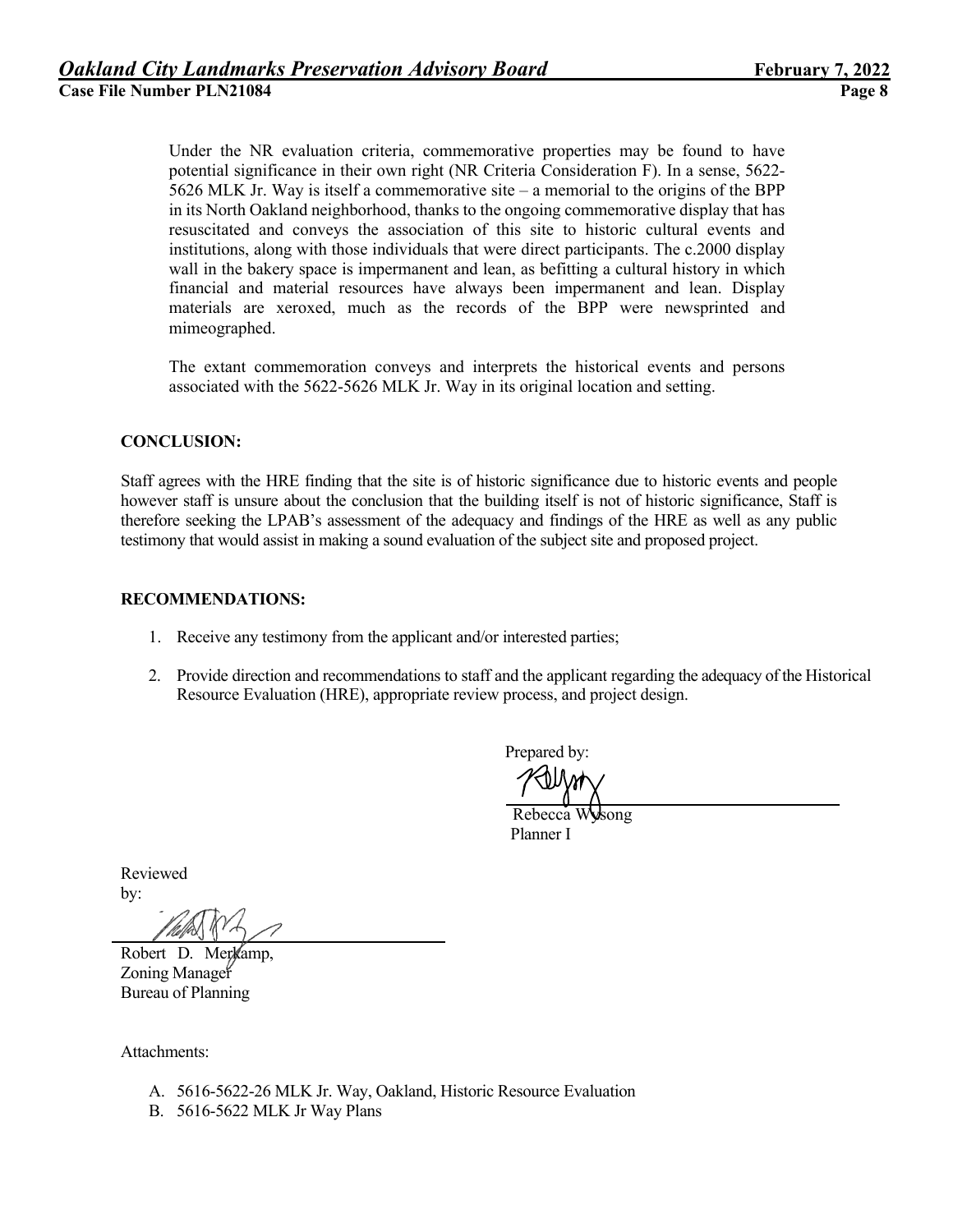Under the NR evaluation criteria, commemorative properties may be found to have potential significance in their own right (NR Criteria Consideration F). In a sense, 5622-5626 MLK Jr. Way is itself a commemorative site – a memorial to the origins of the BPP in its North Oakland neighborhood, thanks to the ongoing commemorative display that has resuscitated and conveys the association of this site to historic cultural events and institutions, along with those individuals that were direct participants. The c.2000 display wall in the bakery space is impermanent and lean, as befitting a cultural history in which financial and material resources have always been impermanent and lean. Display materials are xeroxed, much as the records of the BPP were newsprinted and mimeographed.

The extant commemoration conveys and interprets the historical events and persons associated with the 5622-5626 MLK Jr. Way in its original location and setting.

**CONCLUSION:**

Staff agrees with the HRE finding that the site is of historic significance due to historic events and people however staff is unsure about the conclusion that the building itself is not of historic significance, Staff is therefore seeking the LPAB's assessment of the adequacy and findings of the HRE as well as any public testimony that would assist in making a sound evaluation of the subject site and proposed project.

**RECOMMENDATIONS:**

1. Receive any testimony from the applicant and/or interested parties;
2. Provide direction and recommendations to staff and the applicant regarding the adequacy of the Historical Resource Evaluation (HRE), appropriate review process, and project design.

Prepared by:

Rebecca Wysong
Planner I

Reviewed by:

Robert D. Merkamp,
Zoning Manager
Bureau of Planning

Attachments:

A. 5616-5622-26 MLK Jr. Way, Oakland, Historic Resource Evaluation
B. 5616-5622 MLK Jr Way Plans